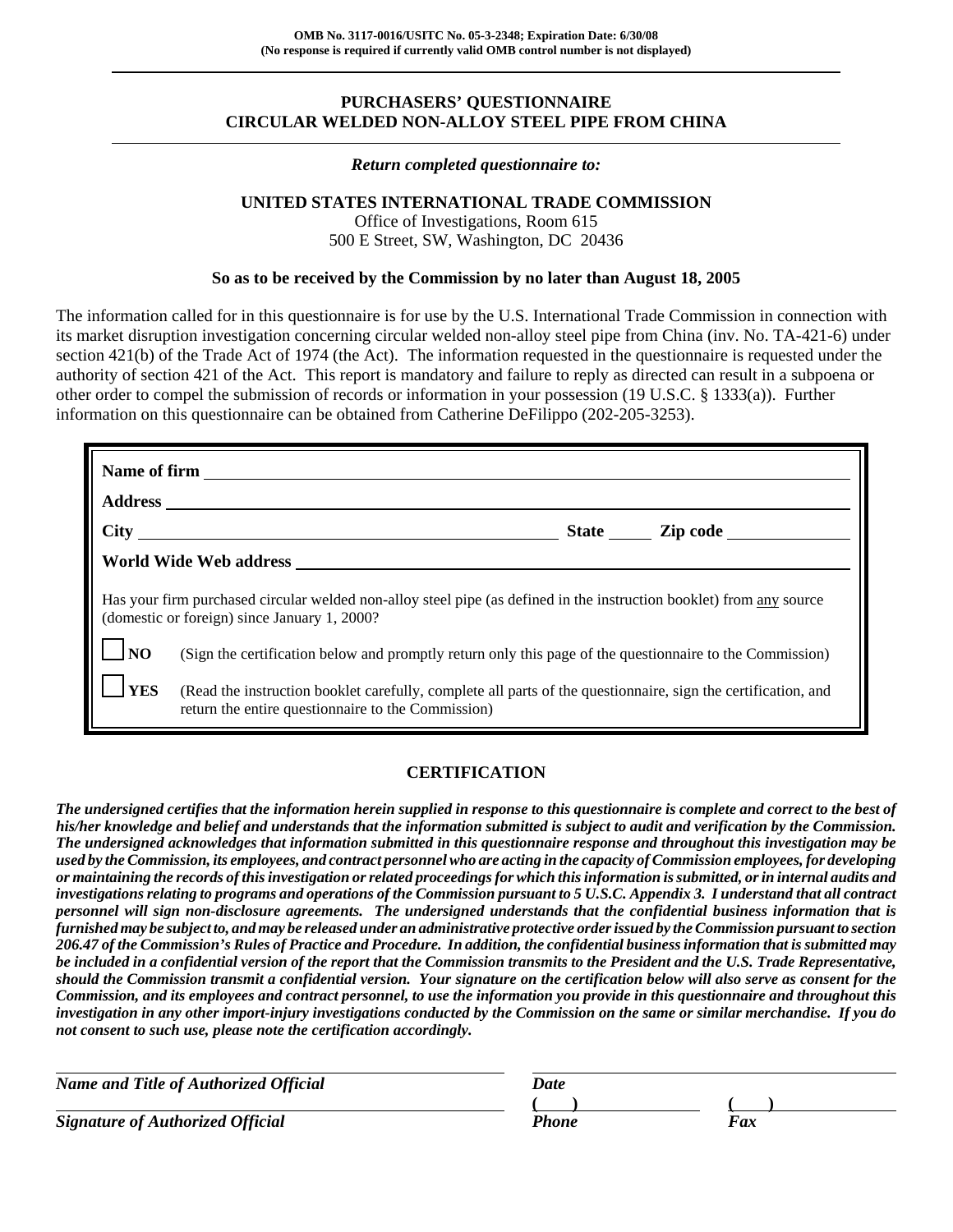OMB No. 3117-0016/USITC No. 05-3-2348; Expiration Date: 6/30/08
(No response is required if currently valid OMB control number is not displayed)

# PURCHASERS' QUESTIONNAIRE
# CIRCULAR WELDED NON-ALLOY STEEL PIPE FROM CHINA

*Return completed questionnaire to:*

**UNITED STATES INTERNATIONAL TRADE COMMISSION**
Office of Investigations, Room 615
500 E Street, SW, Washington, DC 20436

**So as to be received by the Commission by no later than August 18, 2005**

The information called for in this questionnaire is for use by the U.S. International Trade Commission in connection with its market disruption investigation concerning circular welded non-alloy steel pipe from China (inv. No. TA-421-6) under section 421(b) of the Trade Act of 1974 (the Act). The information requested in the questionnaire is requested under the authority of section 421 of the Act. This report is mandatory and failure to reply as directed can result in a subpoena or other order to compel the submission of records or information in your possession (19 U.S.C. § 1333(a)). Further information on this questionnaire can be obtained from Catherine DeFilippo (202-205-3253).

**Name of firm** ______________________________

**Address** ______________________________

**City** ______________________ **State** _____ **Zip code** __________

**World Wide Web address** ______________________________

Has your firm purchased circular welded non-alloy steel pipe (as defined in the instruction booklet) from any source (domestic or foreign) since January 1, 2000?

☐ **NO** (Sign the certification below and promptly return only this page of the questionnaire to the Commission)

☐ **YES** (Read the instruction booklet carefully, complete all parts of the questionnaire, sign the certification, and return the entire questionnaire to the Commission)

## CERTIFICATION

***The undersigned certifies that the information herein supplied in response to this questionnaire is complete and correct to the best of his/her knowledge and belief and understands that the information submitted is subject to audit and verification by the Commission. The undersigned acknowledges that information submitted in this questionnaire response and throughout this investigation may be used by the Commission, its employees, and contract personnel who are acting in the capacity of Commission employees, for developing or maintaining the records of this investigation or related proceedings for which this information is submitted, or in internal audits and investigations relating to programs and operations of the Commission pursuant to 5 U.S.C. Appendix 3. I understand that all contract personnel will sign non-disclosure agreements. The undersigned understands that the confidential business information that is furnished may be subject to, and may be released under an administrative protective order issued by the Commission pursuant to section 206.47 of the Commission's Rules of Practice and Procedure. In addition, the confidential business information that is submitted may be included in a confidential version of the report that the Commission transmits to the President and the U.S. Trade Representative, should the Commission transmit a confidential version. Your signature on the certification below will also serve as consent for the Commission, and its employees and contract personnel, to use the information you provide in this questionnaire and throughout this investigation in any other import-injury investigations conducted by the Commission on the same or similar merchandise. If you do not consent to such use, please note the certification accordingly.***

______________________________ ______________________________
***Name and Title of Authorized Official*** ***Date***

______________________________ ( ) ______________ ( ) ______________
***Signature of Authorized Official*** ***Phone*** ***Fax***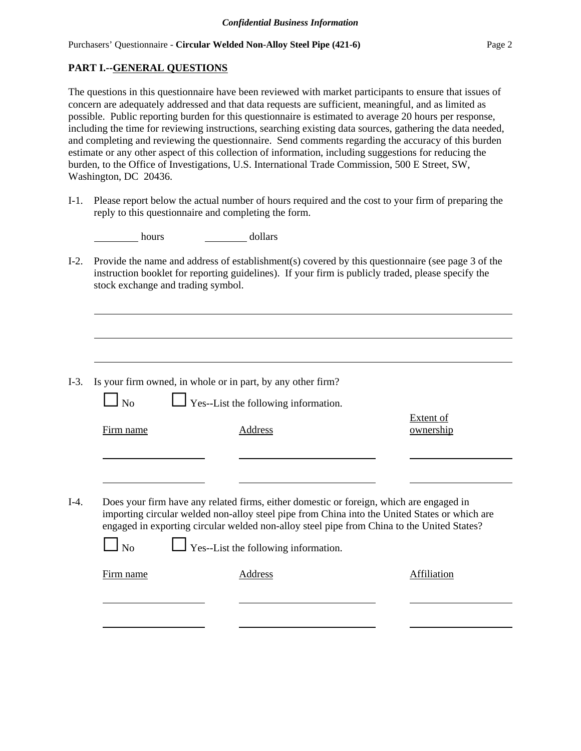## PART I.--GENERAL QUESTIONS

The questions in this questionnaire have been reviewed with market participants to ensure that issues of concern are adequately addressed and that data requests are sufficient, meaningful, and as limited as possible. Public reporting burden for this questionnaire is estimated to average 20 hours per response, including the time for reviewing instructions, searching existing data sources, gathering the data needed, and completing and reviewing the questionnaire. Send comments regarding the accuracy of this burden estimate or any other aspect of this collection of information, including suggestions for reducing the burden, to the Office of Investigations, U.S. International Trade Commission, 500 E Street, SW, Washington, DC 20436.

I-1. Please report below the actual number of hours required and the cost to your firm of preparing the reply to this questionnaire and completing the form.

_______ hours _______ dollars

I-2. Provide the name and address of establishment(s) covered by this questionnaire (see page 3 of the instruction booklet for reporting guidelines). If your firm is publicly traded, please specify the stock exchange and trading symbol.

______________________________________________________________________

______________________________________________________________________

______________________________________________________________________

I-3. Is your firm owned, in whole or in part, by any other firm?

☐ No ☐ Yes--List the following information.

| Firm name | Address | Extent of ownership |
|---|---|---|
| | | |
| | | |

I-4. Does your firm have any related firms, either domestic or foreign, which are engaged in importing circular welded non-alloy steel pipe from China into the United States or which are engaged in exporting circular welded non-alloy steel pipe from China to the United States?

☐ No ☐ Yes--List the following information.

| Firm name | Address | Affiliation |
|---|---|---|
| | | |
| | | |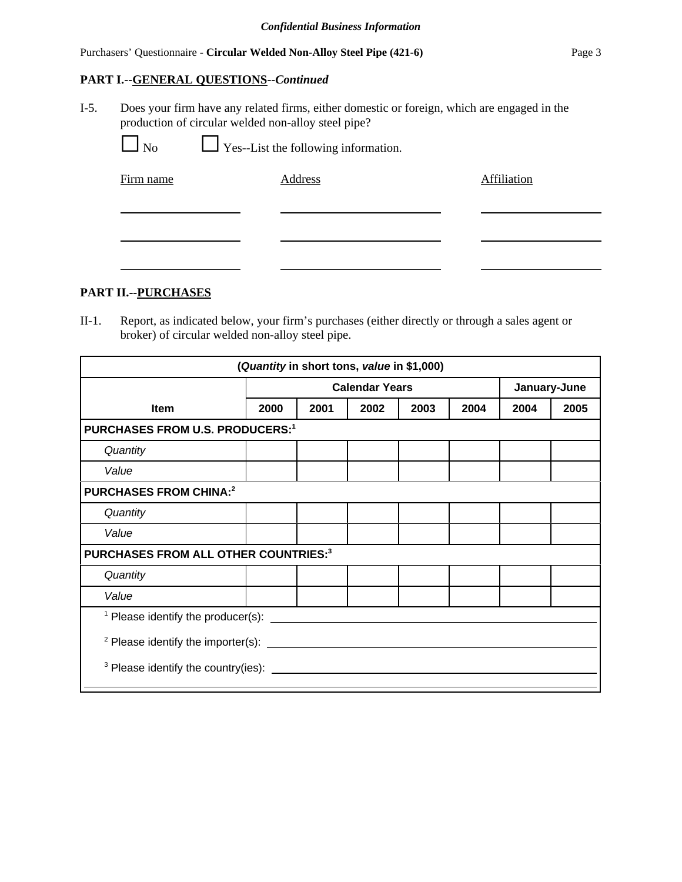## PART I.--GENERAL QUESTIONS--*Continued*

I-5. Does your firm have any related firms, either domestic or foreign, which are engaged in the production of circular welded non-alloy steel pipe?

☐ No ☐ Yes--List the following information.

| Firm name | Address | Affiliation |
|---|---|---|
| | | |
| | | |
| | | |

## PART II.--PURCHASES

II-1. Report, as indicated below, your firm's purchases (either directly or through a sales agent or broker) of circular welded non-alloy steel pipe.

| (*Quantity* in short tons, *value* in $1,000) | | | | | | | |
|---|---|---|---|---|---|---|---|
| | **Calendar Years** | | | | | **January-June** | |
| **Item** | **2000** | **2001** | **2002** | **2003** | **2004** | **2004** | **2005** |
| **PURCHASES FROM U.S. PRODUCERS:**[1] | | | | | | | |
| *Quantity* | | | | | | | |
| *Value* | | | | | | | |
| **PURCHASES FROM CHINA:**[2] | | | | | | | |
| *Quantity* | | | | | | | |
| *Value* | | | | | | | |
| **PURCHASES FROM ALL OTHER COUNTRIES:**[3] | | | | | | | |
| *Quantity* | | | | | | | |
| *Value* | | | | | | | |

[1] Please identify the producer(s): \_\_\_\_\_\_\_\_\_\_\_\_\_\_\_\_\_\_\_\_

[2] Please identify the importer(s): \_\_\_\_\_\_\_\_\_\_\_\_\_\_\_\_\_\_\_\_

[3] Please identify the country(ies): \_\_\_\_\_\_\_\_\_\_\_\_\_\_\_\_\_\_\_\_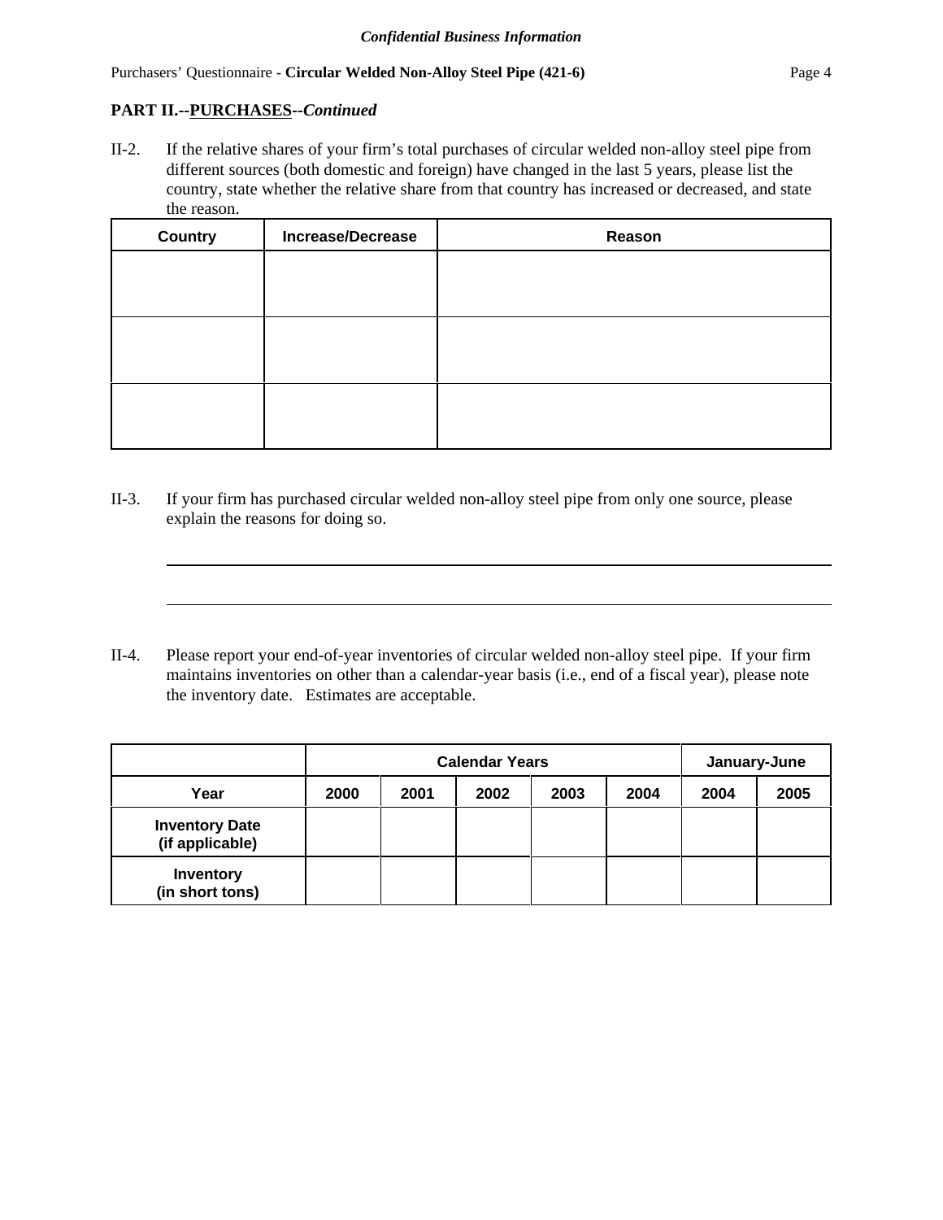**PART II.--PURCHASES--*Continued***

II-2. If the relative shares of your firm's total purchases of circular welded non-alloy steel pipe from different sources (both domestic and foreign) have changed in the last 5 years, please list the country, state whether the relative share from that country has increased or decreased, and state the reason.

| Country | Increase/Decrease | Reason |
|---|---|---|
| | | |
| | | |
| | | |

II-3. If your firm has purchased circular welded non-alloy steel pipe from only one source, please explain the reasons for doing so.

II-4. Please report your end-of-year inventories of circular welded non-alloy steel pipe. If your firm maintains inventories on other than a calendar-year basis (i.e., end of a fiscal year), please note the inventory date. Estimates are acceptable.

| | Calendar Years | | | | | January-June | |
|---|---|---|---|---|---|---|---|
| **Year** | **2000** | **2001** | **2002** | **2003** | **2004** | **2004** | **2005** |
| **Inventory Date (if applicable)** | | | | | | | |
| **Inventory (in short tons)** | | | | | | | |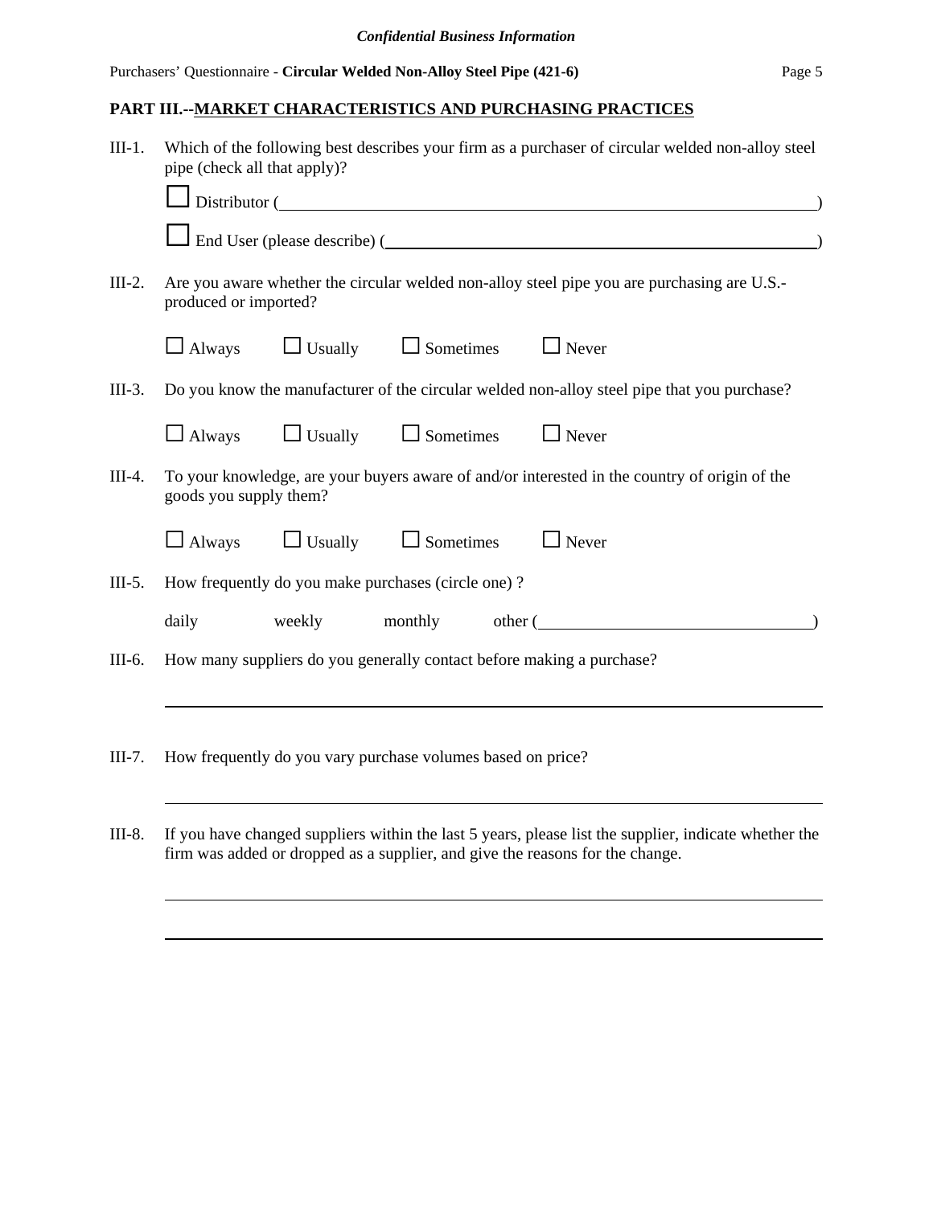## PART III.--MARKET CHARACTERISTICS AND PURCHASING PRACTICES

III-1. Which of the following best describes your firm as a purchaser of circular welded non-alloy steel pipe (check all that apply)?

☐ Distributor (\_\_\_\_\_\_\_\_\_\_\_\_\_\_\_\_\_\_\_\_\_\_\_\_\_\_\_\_\_\_\_\_\_\_\_\_\_\_\_\_\_\_)

☐ End User (please describe) (\_\_\_\_\_\_\_\_\_\_\_\_\_\_\_\_\_\_\_\_\_\_\_\_\_\_\_\_\_\_\_\_)

III-2. Are you aware whether the circular welded non-alloy steel pipe you are purchasing are U.S.-produced or imported?

☐ Always ☐ Usually ☐ Sometimes ☐ Never

III-3. Do you know the manufacturer of the circular welded non-alloy steel pipe that you purchase?

☐ Always ☐ Usually ☐ Sometimes ☐ Never

III-4. To your knowledge, are your buyers aware of and/or interested in the country of origin of the goods you supply them?

☐ Always ☐ Usually ☐ Sometimes ☐ Never

III-5. How frequently do you make purchases (circle one) ?

daily weekly monthly other (\_\_\_\_\_\_\_\_\_\_\_\_\_\_\_\_\_\_\_\_\_\_\_\_)

III-6. How many suppliers do you generally contact before making a purchase?

\_\_\_\_\_\_\_\_\_\_\_\_\_\_\_\_\_\_\_\_\_\_\_\_\_\_\_\_\_\_\_\_\_\_\_\_\_\_\_\_\_\_\_\_\_\_\_\_\_\_\_\_\_\_\_\_

III-7. How frequently do you vary purchase volumes based on price?

\_\_\_\_\_\_\_\_\_\_\_\_\_\_\_\_\_\_\_\_\_\_\_\_\_\_\_\_\_\_\_\_\_\_\_\_\_\_\_\_\_\_\_\_\_\_\_\_\_\_\_\_\_\_\_\_

III-8. If you have changed suppliers within the last 5 years, please list the supplier, indicate whether the firm was added or dropped as a supplier, and give the reasons for the change.

\_\_\_\_\_\_\_\_\_\_\_\_\_\_\_\_\_\_\_\_\_\_\_\_\_\_\_\_\_\_\_\_\_\_\_\_\_\_\_\_\_\_\_\_\_\_\_\_\_\_\_\_\_\_\_\_

\_\_\_\_\_\_\_\_\_\_\_\_\_\_\_\_\_\_\_\_\_\_\_\_\_\_\_\_\_\_\_\_\_\_\_\_\_\_\_\_\_\_\_\_\_\_\_\_\_\_\_\_\_\_\_\_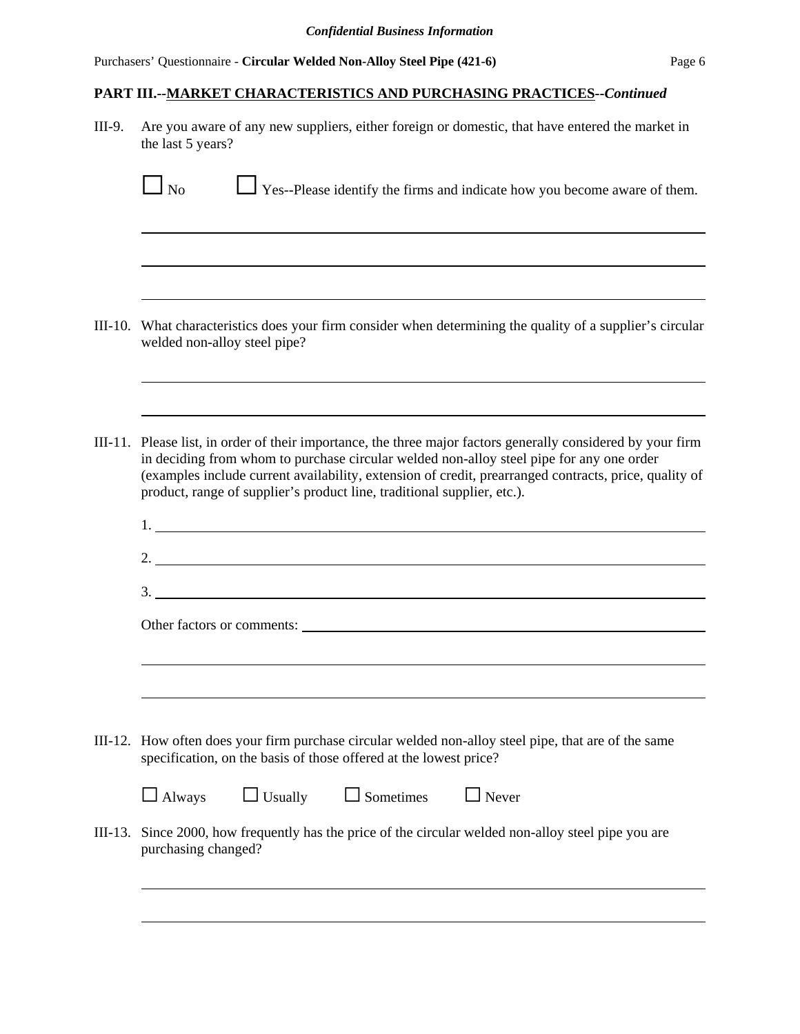*Confidential Business Information*

## PART III.--MARKET CHARACTERISTICS AND PURCHASING PRACTICES--*Continued*

III-9. Are you aware of any new suppliers, either foreign or domestic, that have entered the market in the last 5 years?

☐ No ☐ Yes--Please identify the firms and indicate how you become aware of them.

______________________________________________________________________

______________________________________________________________________

______________________________________________________________________

III-10. What characteristics does your firm consider when determining the quality of a supplier's circular welded non-alloy steel pipe?

______________________________________________________________________

______________________________________________________________________

III-11. Please list, in order of their importance, the three major factors generally considered by your firm in deciding from whom to purchase circular welded non-alloy steel pipe for any one order (examples include current availability, extension of credit, prearranged contracts, price, quality of product, range of supplier's product line, traditional supplier, etc.).

1. ____________________________________________________________________

2. ____________________________________________________________________

3. ____________________________________________________________________

Other factors or comments: ______________________________________________

______________________________________________________________________

______________________________________________________________________

III-12. How often does your firm purchase circular welded non-alloy steel pipe, that are of the same specification, on the basis of those offered at the lowest price?

☐ Always ☐ Usually ☐ Sometimes ☐ Never

III-13. Since 2000, how frequently has the price of the circular welded non-alloy steel pipe you are purchasing changed?

______________________________________________________________________

______________________________________________________________________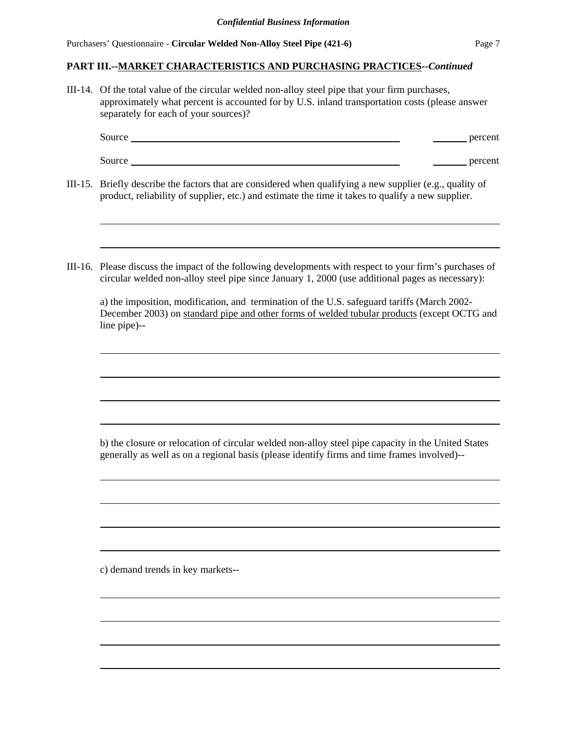*Confidential Business Information*

Purchasers' Questionnaire - **Circular Welded Non-Alloy Steel Pipe (421-6)**

## PART III.--MARKET CHARACTERISTICS AND PURCHASING PRACTICES--*Continued*

III-14. Of the total value of the circular welded non-alloy steel pipe that your firm purchases, approximately what percent is accounted for by U.S. inland transportation costs (please answer separately for each of your sources)?

Source ______________________________________________ ______ percent

Source ______________________________________________ ______ percent

III-15. Briefly describe the factors that are considered when qualifying a new supplier (e.g., quality of product, reliability of supplier, etc.) and estimate the time it takes to qualify a new supplier.

______________________________________________________________________

______________________________________________________________________

III-16. Please discuss the impact of the following developments with respect to your firm's purchases of circular welded non-alloy steel pipe since January 1, 2000 (use additional pages as necessary):

a) the imposition, modification, and termination of the U.S. safeguard tariffs (March 2002-December 2003) on standard pipe and other forms of welded tubular products (except OCTG and line pipe)--

______________________________________________________________________

______________________________________________________________________

______________________________________________________________________

______________________________________________________________________

b) the closure or relocation of circular welded non-alloy steel pipe capacity in the United States generally as well as on a regional basis (please identify firms and time frames involved)--

______________________________________________________________________

______________________________________________________________________

______________________________________________________________________

______________________________________________________________________

c) demand trends in key markets--

______________________________________________________________________

______________________________________________________________________

______________________________________________________________________

______________________________________________________________________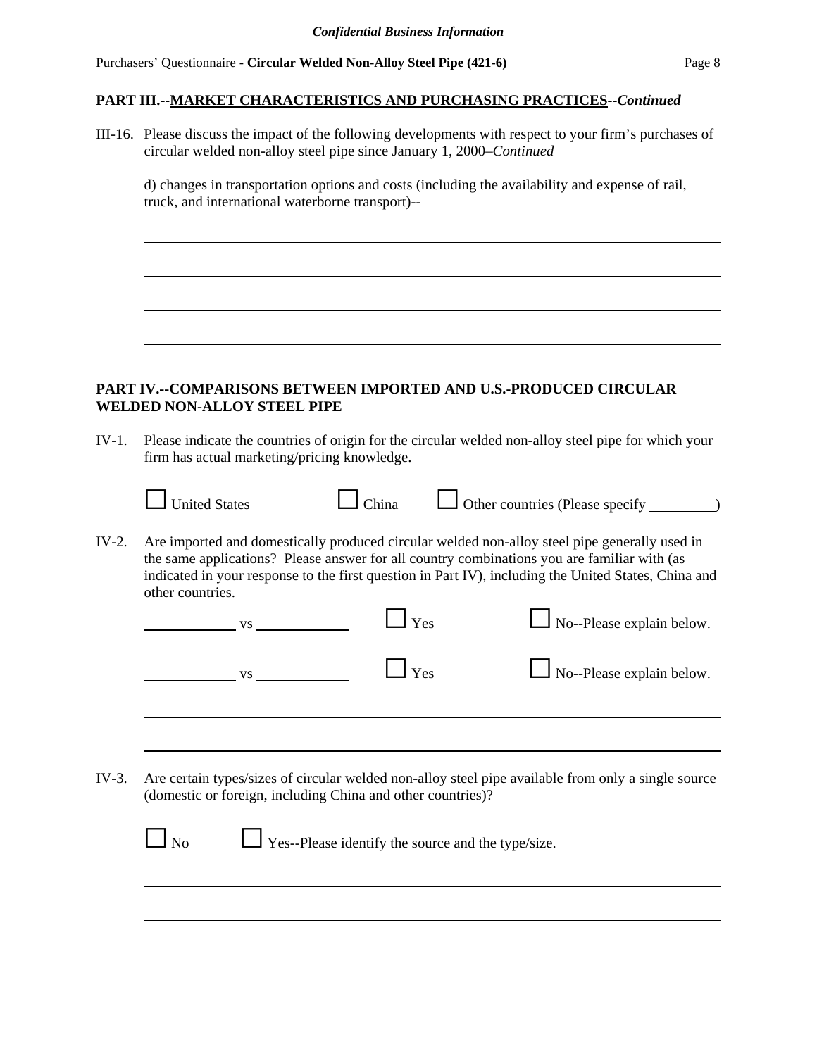**PART III.--MARKET CHARACTERISTICS AND PURCHASING PRACTICES--*Continued***

III-16. Please discuss the impact of the following developments with respect to your firm's purchases of circular welded non-alloy steel pipe since January 1, 2000–*Continued*

d) changes in transportation options and costs (including the availability and expense of rail, truck, and international waterborne transport)--

\_\_\_\_\_\_\_\_\_\_\_\_\_\_\_\_\_\_\_\_\_\_\_\_\_\_\_\_\_\_\_\_\_\_\_\_\_\_\_\_\_\_\_\_\_\_\_\_\_\_\_\_\_\_\_\_\_\_\_\_\_\_\_\_\_\_\_\_\_\_\_\_\_\_\_\_

\_\_\_\_\_\_\_\_\_\_\_\_\_\_\_\_\_\_\_\_\_\_\_\_\_\_\_\_\_\_\_\_\_\_\_\_\_\_\_\_\_\_\_\_\_\_\_\_\_\_\_\_\_\_\_\_\_\_\_\_\_\_\_\_\_\_\_\_\_\_\_\_\_\_\_\_

\_\_\_\_\_\_\_\_\_\_\_\_\_\_\_\_\_\_\_\_\_\_\_\_\_\_\_\_\_\_\_\_\_\_\_\_\_\_\_\_\_\_\_\_\_\_\_\_\_\_\_\_\_\_\_\_\_\_\_\_\_\_\_\_\_\_\_\_\_\_\_\_\_\_\_\_

\_\_\_\_\_\_\_\_\_\_\_\_\_\_\_\_\_\_\_\_\_\_\_\_\_\_\_\_\_\_\_\_\_\_\_\_\_\_\_\_\_\_\_\_\_\_\_\_\_\_\_\_\_\_\_\_\_\_\_\_\_\_\_\_\_\_\_\_\_\_\_\_\_\_\_\_

**PART IV.--COMPARISONS BETWEEN IMPORTED AND U.S.-PRODUCED CIRCULAR WELDED NON-ALLOY STEEL PIPE**

IV-1. Please indicate the countries of origin for the circular welded non-alloy steel pipe for which your firm has actual marketing/pricing knowledge.

☐ United States ☐ China ☐ Other countries (Please specify \_\_\_\_\_\_\_\_\_)

IV-2. Are imported and domestically produced circular welded non-alloy steel pipe generally used in the same applications? Please answer for all country combinations you are familiar with (as indicated in your response to the first question in Part IV), including the United States, China and other countries.

\_\_\_\_\_\_\_\_\_\_\_\_ vs \_\_\_\_\_\_\_\_\_\_\_\_ ☐ Yes ☐ No--Please explain below.

\_\_\_\_\_\_\_\_\_\_\_\_ vs \_\_\_\_\_\_\_\_\_\_\_\_ ☐ Yes ☐ No--Please explain below.

\_\_\_\_\_\_\_\_\_\_\_\_\_\_\_\_\_\_\_\_\_\_\_\_\_\_\_\_\_\_\_\_\_\_\_\_\_\_\_\_\_\_\_\_\_\_\_\_\_\_\_\_\_\_\_\_\_\_\_\_\_\_\_\_\_\_\_\_\_\_\_\_\_\_\_\_

\_\_\_\_\_\_\_\_\_\_\_\_\_\_\_\_\_\_\_\_\_\_\_\_\_\_\_\_\_\_\_\_\_\_\_\_\_\_\_\_\_\_\_\_\_\_\_\_\_\_\_\_\_\_\_\_\_\_\_\_\_\_\_\_\_\_\_\_\_\_\_\_\_\_\_\_

IV-3. Are certain types/sizes of circular welded non-alloy steel pipe available from only a single source (domestic or foreign, including China and other countries)?

☐ No ☐ Yes--Please identify the source and the type/size.

\_\_\_\_\_\_\_\_\_\_\_\_\_\_\_\_\_\_\_\_\_\_\_\_\_\_\_\_\_\_\_\_\_\_\_\_\_\_\_\_\_\_\_\_\_\_\_\_\_\_\_\_\_\_\_\_\_\_\_\_\_\_\_\_\_\_\_\_\_\_\_\_\_\_\_\_

\_\_\_\_\_\_\_\_\_\_\_\_\_\_\_\_\_\_\_\_\_\_\_\_\_\_\_\_\_\_\_\_\_\_\_\_\_\_\_\_\_\_\_\_\_\_\_\_\_\_\_\_\_\_\_\_\_\_\_\_\_\_\_\_\_\_\_\_\_\_\_\_\_\_\_\_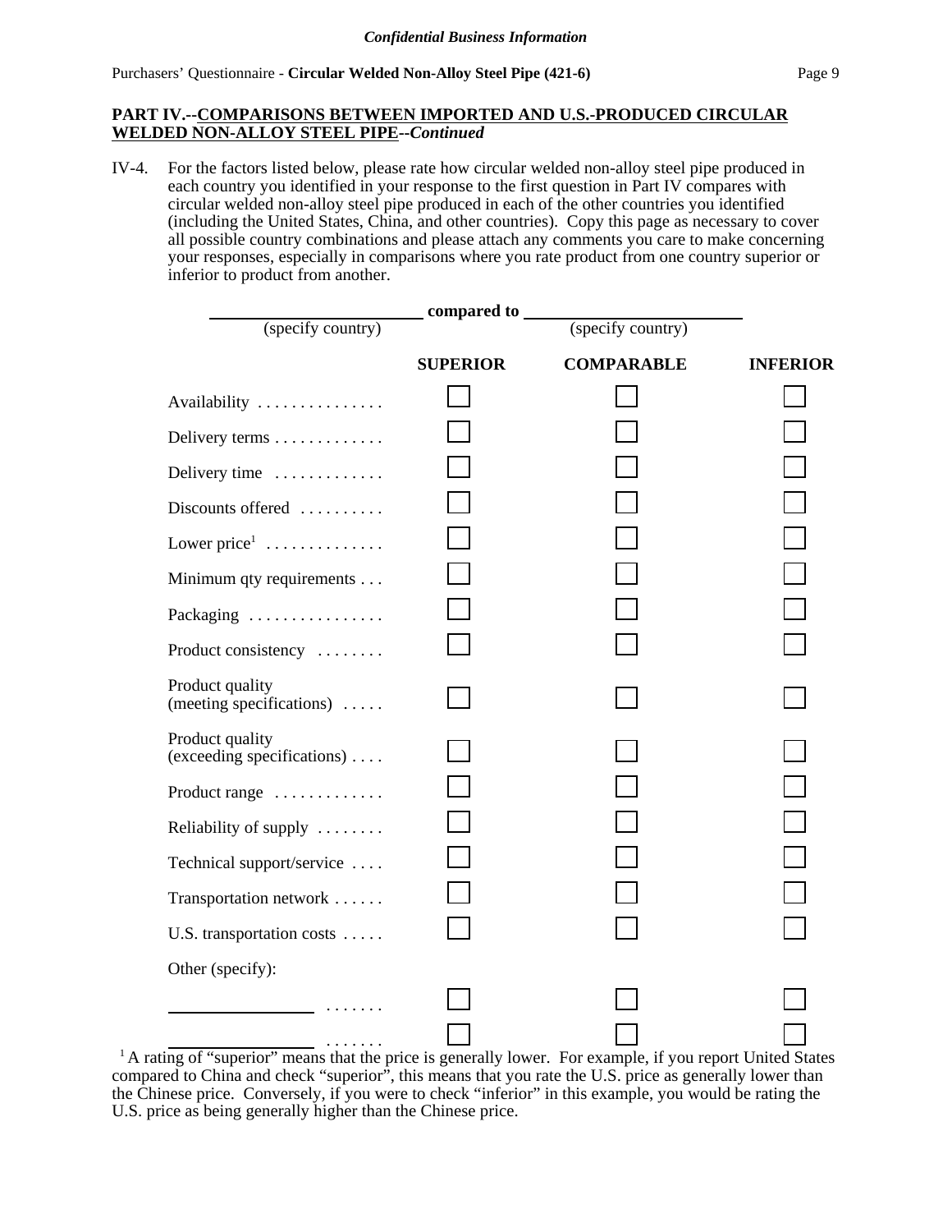***Confidential Business Information***

**PART IV.--COMPARISONS BETWEEN IMPORTED AND U.S.-PRODUCED CIRCULAR WELDED NON-ALLOY STEEL PIPE--*Continued***

IV-4. For the factors listed below, please rate how circular welded non-alloy steel pipe produced in each country you identified in your response to the first question in Part IV compares with circular welded non-alloy steel pipe produced in each of the other countries you identified (including the United States, China, and other countries). Copy this page as necessary to cover all possible country combinations and please attach any comments you care to make concerning your responses, especially in comparisons where you rate product from one country superior or inferior to product from another.

______________ **compared to** ______________
(specify country) (specify country)

| | SUPERIOR | COMPARABLE | INFERIOR |
|---|---|---|---|
| Availability . . . . . . . . . . . . . . . | ☐ | ☐ | ☐ |
| Delivery terms . . . . . . . . . . . . . | ☐ | ☐ | ☐ |
| Delivery time . . . . . . . . . . . . . | ☐ | ☐ | ☐ |
| Discounts offered . . . . . . . . . . | ☐ | ☐ | ☐ |
| Lower price[1] . . . . . . . . . . . . . . | ☐ | ☐ | ☐ |
| Minimum qty requirements . . . | ☐ | ☐ | ☐ |
| Packaging . . . . . . . . . . . . . . . . | ☐ | ☐ | ☐ |
| Product consistency . . . . . . . . | ☐ | ☐ | ☐ |
| Product quality (meeting specifications) . . . . . | ☐ | ☐ | ☐ |
| Product quality (exceeding specifications) . . . . | ☐ | ☐ | ☐ |
| Product range . . . . . . . . . . . . . | ☐ | ☐ | ☐ |
| Reliability of supply . . . . . . . . | ☐ | ☐ | ☐ |
| Technical support/service . . . . | ☐ | ☐ | ☐ |
| Transportation network . . . . . . | ☐ | ☐ | ☐ |
| U.S. transportation costs . . . . . | ☐ | ☐ | ☐ |
| Other (specify): | | | |
| ______________ . . . . . . . | ☐ | ☐ | ☐ |
| ______________ . . . . . . . | ☐ | ☐ | ☐ |

[1] A rating of "superior" means that the price is generally lower. For example, if you report United States compared to China and check "superior", this means that you rate the U.S. price as generally lower than the Chinese price. Conversely, if you were to check "inferior" in this example, you would be rating the U.S. price as being generally higher than the Chinese price.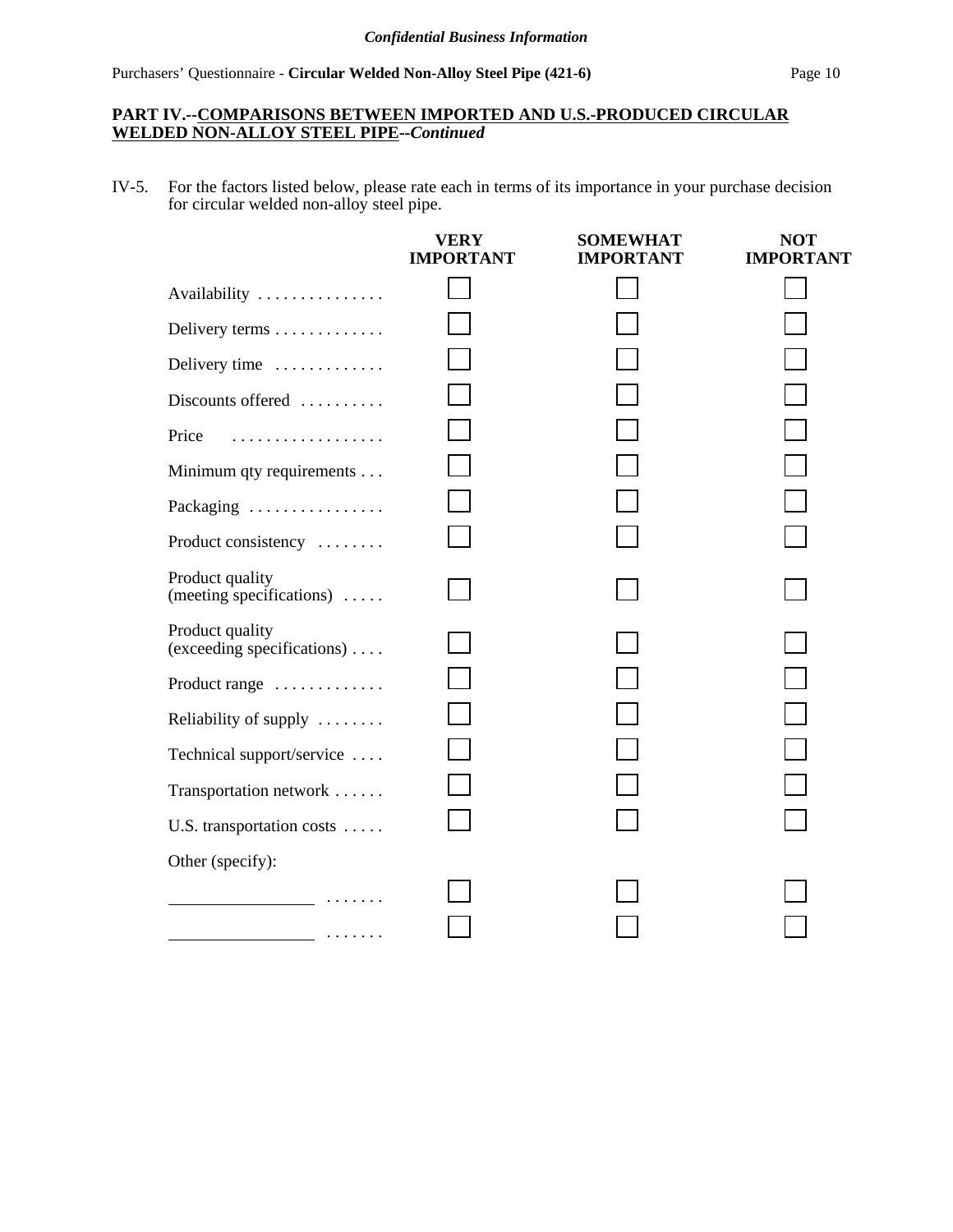**PART IV.--COMPARISONS BETWEEN IMPORTED AND U.S.-PRODUCED CIRCULAR WELDED NON-ALLOY STEEL PIPE--*Continued***

IV-5. For the factors listed below, please rate each in terms of its importance in your purchase decision for circular welded non-alloy steel pipe.

| | VERY IMPORTANT | SOMEWHAT IMPORTANT | NOT IMPORTANT |
|---|---|---|---|
| Availability | ☐ | ☐ | ☐ |
| Delivery terms | ☐ | ☐ | ☐ |
| Delivery time | ☐ | ☐ | ☐ |
| Discounts offered | ☐ | ☐ | ☐ |
| Price | ☐ | ☐ | ☐ |
| Minimum qty requirements | ☐ | ☐ | ☐ |
| Packaging | ☐ | ☐ | ☐ |
| Product consistency | ☐ | ☐ | ☐ |
| Product quality (meeting specifications) | ☐ | ☐ | ☐ |
| Product quality (exceeding specifications) | ☐ | ☐ | ☐ |
| Product range | ☐ | ☐ | ☐ |
| Reliability of supply | ☐ | ☐ | ☐ |
| Technical support/service | ☐ | ☐ | ☐ |
| Transportation network | ☐ | ☐ | ☐ |
| U.S. transportation costs | ☐ | ☐ | ☐ |
| Other (specify): | | | |
| ________________ | ☐ | ☐ | ☐ |
| ________________ | ☐ | ☐ | ☐ |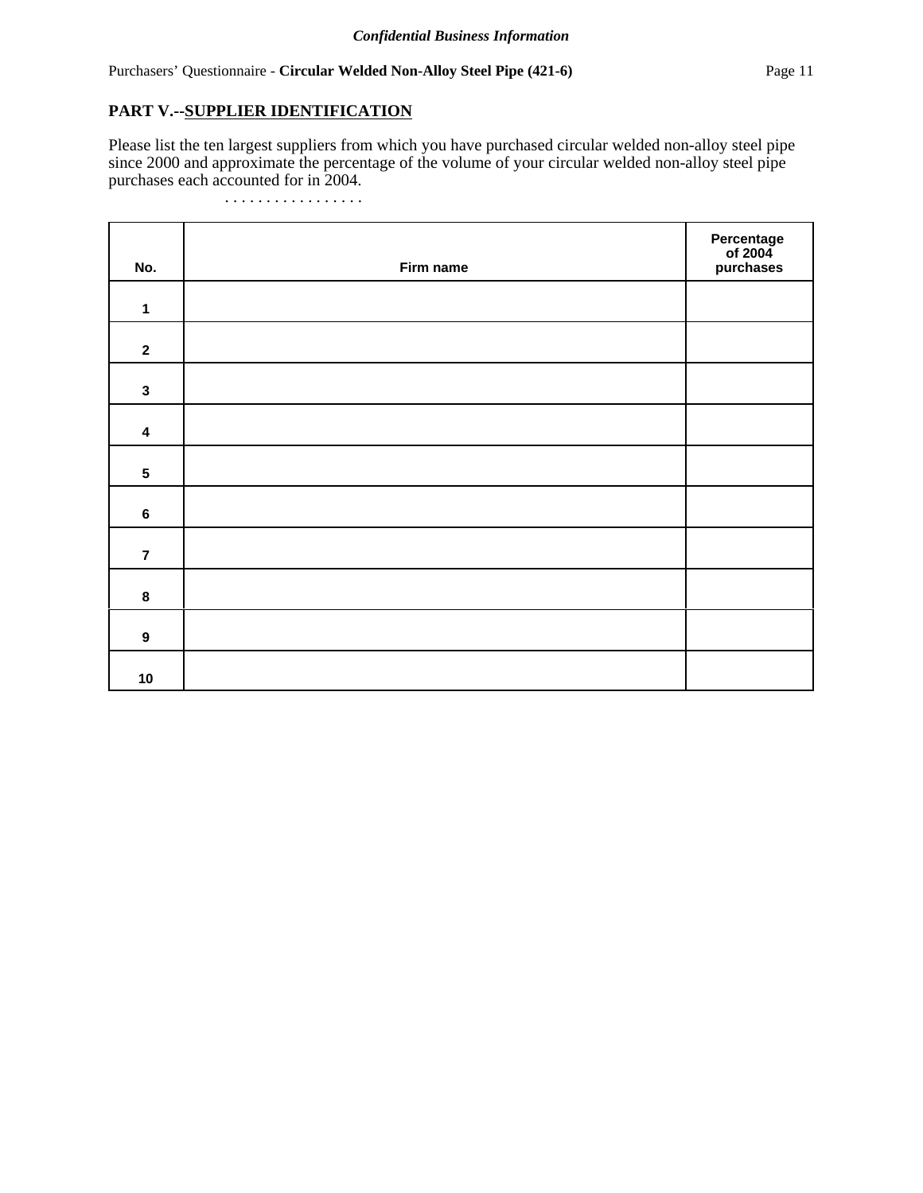## PART V.--SUPPLIER IDENTIFICATION

Please list the ten largest suppliers from which you have purchased circular welded non-alloy steel pipe since 2000 and approximate the percentage of the volume of your circular welded non-alloy steel pipe purchases each accounted for in 2004.

. . . . . . . . . . . . . . . . .

| No. | Firm name | Percentage of 2004 purchases |
|---|---|---|
| 1 | | |
| 2 | | |
| 3 | | |
| 4 | | |
| 5 | | |
| 6 | | |
| 7 | | |
| 8 | | |
| 9 | | |
| 10 | | |